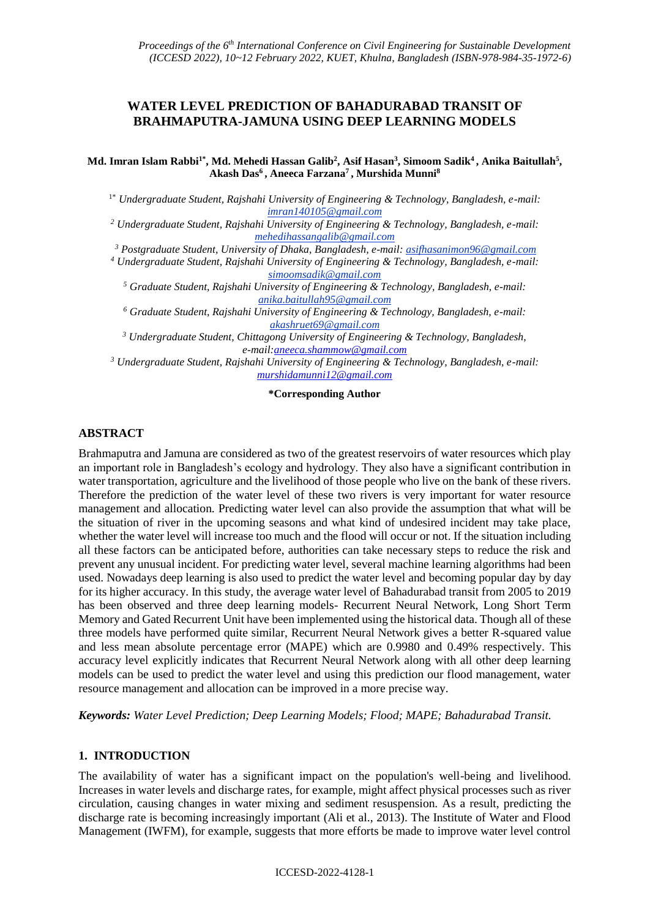# WATER LEVEL PREDICTION OF BAHADURABAD TRANSIT OF BRAHMAPUTRA-JAMUNA USING DEEP LEARNING MODELS

**Md. Imran Islam Rabbi[1*], Md. Mehedi Hassan Galib[2], Asif Hasan[3], Simoom Sadik[4], Anika Baitullah[5], Akash Das[6], Aneeca Farzana[7], Murshida Munni[8]**

[1*] *Undergraduate Student, Rajshahi University of Engineering & Technology, Bangladesh, e-mail: imran140105@gmail.com*

[2] *Undergraduate Student, Rajshahi University of Engineering & Technology, Bangladesh, e-mail: mehedihassangalib@gmail.com*

[3] *Postgraduate Student, University of Dhaka, Bangladesh, e-mail: asifhasanimon96@gmail.com*

[4] *Undergraduate Student, Rajshahi University of Engineering & Technology, Bangladesh, e-mail: simoomsadik@gmail.com*

[5] *Graduate Student, Rajshahi University of Engineering & Technology, Bangladesh, e-mail: anika.baitullah95@gmail.com*

[6] *Graduate Student, Rajshahi University of Engineering & Technology, Bangladesh, e-mail: akashruet69@gmail.com*

[3] *Undergraduate Student, Chittagong University of Engineering & Technology, Bangladesh, e-mail:aneeca.shammow@gmail.com*

[3] *Undergraduate Student, Rajshahi University of Engineering & Technology, Bangladesh, e-mail: murshidamunni12@gmail.com*

**\*Corresponding Author**

## ABSTRACT

Brahmaputra and Jamuna are considered as two of the greatest reservoirs of water resources which play an important role in Bangladesh's ecology and hydrology. They also have a significant contribution in water transportation, agriculture and the livelihood of those people who live on the bank of these rivers. Therefore the prediction of the water level of these two rivers is very important for water resource management and allocation. Predicting water level can also provide the assumption that what will be the situation of river in the upcoming seasons and what kind of undesired incident may take place, whether the water level will increase too much and the flood will occur or not. If the situation including all these factors can be anticipated before, authorities can take necessary steps to reduce the risk and prevent any unusual incident. For predicting water level, several machine learning algorithms had been used. Nowadays deep learning is also used to predict the water level and becoming popular day by day for its higher accuracy. In this study, the average water level of Bahadurabad transit from 2005 to 2019 has been observed and three deep learning models- Recurrent Neural Network, Long Short Term Memory and Gated Recurrent Unit have been implemented using the historical data. Though all of these three models have performed quite similar, Recurrent Neural Network gives a better R-squared value and less mean absolute percentage error (MAPE) which are 0.9980 and 0.49% respectively. This accuracy level explicitly indicates that Recurrent Neural Network along with all other deep learning models can be used to predict the water level and using this prediction our flood management, water resource management and allocation can be improved in a more precise way.

***Keywords:*** *Water Level Prediction; Deep Learning Models; Flood; MAPE; Bahadurabad Transit.*

## 1. INTRODUCTION

The availability of water has a significant impact on the population's well-being and livelihood. Increases in water levels and discharge rates, for example, might affect physical processes such as river circulation, causing changes in water mixing and sediment resuspension. As a result, predicting the discharge rate is becoming increasingly important (Ali et al., 2013). The Institute of Water and Flood Management (IWFM), for example, suggests that more efforts be made to improve water level control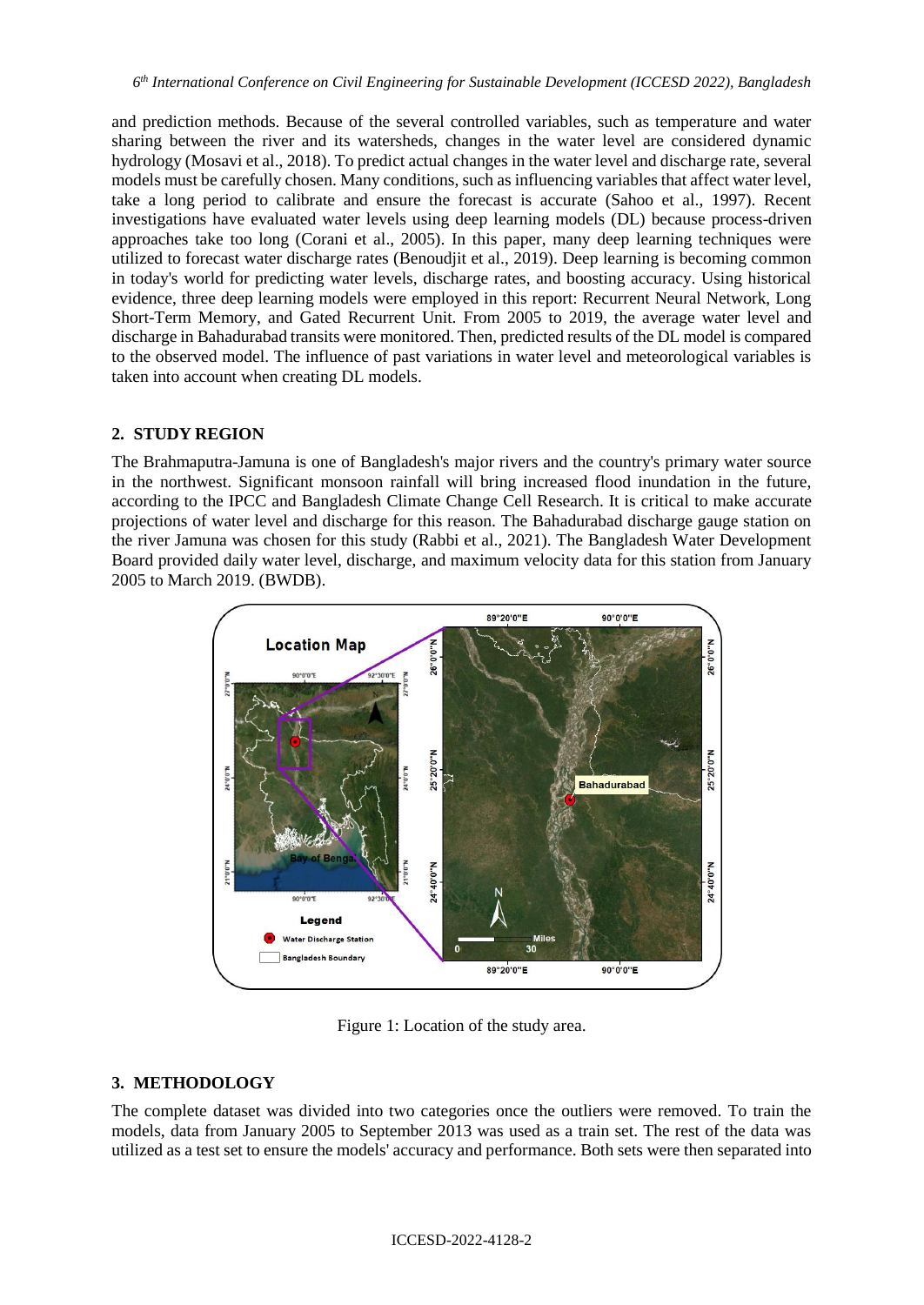and prediction methods. Because of the several controlled variables, such as temperature and water sharing between the river and its watersheds, changes in the water level are considered dynamic hydrology (Mosavi et al., 2018). To predict actual changes in the water level and discharge rate, several models must be carefully chosen. Many conditions, such as influencing variables that affect water level, take a long period to calibrate and ensure the forecast is accurate (Sahoo et al., 1997). Recent investigations have evaluated water levels using deep learning models (DL) because process-driven approaches take too long (Corani et al., 2005). In this paper, many deep learning techniques were utilized to forecast water discharge rates (Benoudjit et al., 2019). Deep learning is becoming common in today's world for predicting water levels, discharge rates, and boosting accuracy. Using historical evidence, three deep learning models were employed in this report: Recurrent Neural Network, Long Short-Term Memory, and Gated Recurrent Unit. From 2005 to 2019, the average water level and discharge in Bahadurabad transits were monitored. Then, predicted results of the DL model is compared to the observed model. The influence of past variations in water level and meteorological variables is taken into account when creating DL models.

## 2. STUDY REGION

The Brahmaputra-Jamuna is one of Bangladesh's major rivers and the country's primary water source in the northwest. Significant monsoon rainfall will bring increased flood inundation in the future, according to the IPCC and Bangladesh Climate Change Cell Research. It is critical to make accurate projections of water level and discharge for this reason. The Bahadurabad discharge gauge station on the river Jamuna was chosen for this study (Rabbi et al., 2021). The Bangladesh Water Development Board provided daily water level, discharge, and maximum velocity data for this station from January 2005 to March 2019. (BWDB).

Figure 1: Location of the study area.

## 3. METHODOLOGY

The complete dataset was divided into two categories once the outliers were removed. To train the models, data from January 2005 to September 2013 was used as a train set. The rest of the data was utilized as a test set to ensure the models' accuracy and performance. Both sets were then separated into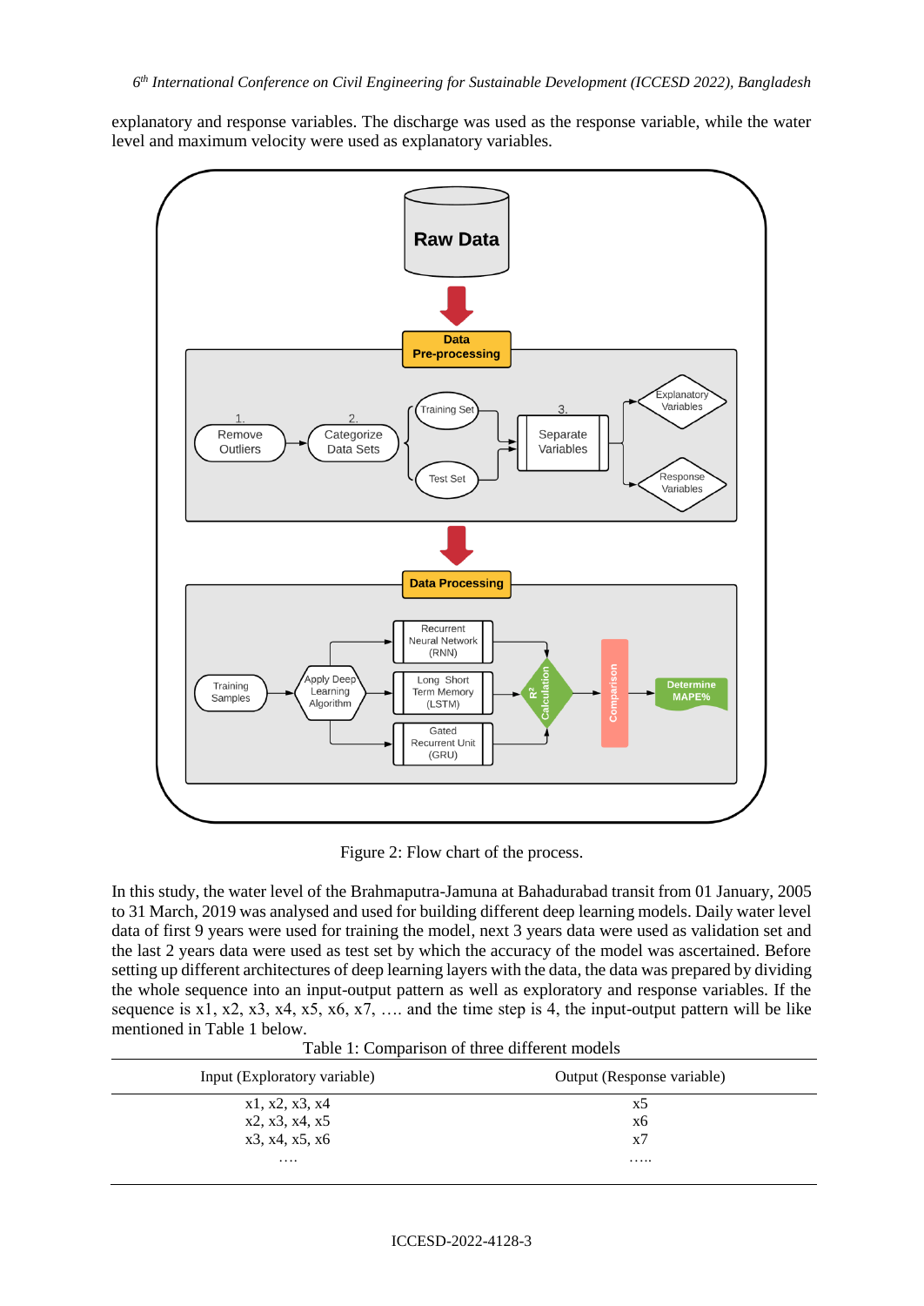explanatory and response variables. The discharge was used as the response variable, while the water level and maximum velocity were used as explanatory variables.

Figure 2: Flow chart of the process.

In this study, the water level of the Brahmaputra-Jamuna at Bahadurabad transit from 01 January, 2005 to 31 March, 2019 was analysed and used for building different deep learning models. Daily water level data of first 9 years were used for training the model, next 3 years data were used as validation set and the last 2 years data were used as test set by which the accuracy of the model was ascertained. Before setting up different architectures of deep learning layers with the data, the data was prepared by dividing the whole sequence into an input-output pattern as well as exploratory and response variables. If the sequence is x1, x2, x3, x4, x5, x6, x7, …. and the time step is 4, the input-output pattern will be like mentioned in Table 1 below.

Table 1: Comparison of three different models

| Input (Exploratory variable) | Output (Response variable) |
|---|---|
| x1, x2, x3, x4 | x5 |
| x2, x3, x4, x5 | x6 |
| x3, x4, x5, x6 | x7 |
| …. | ….. |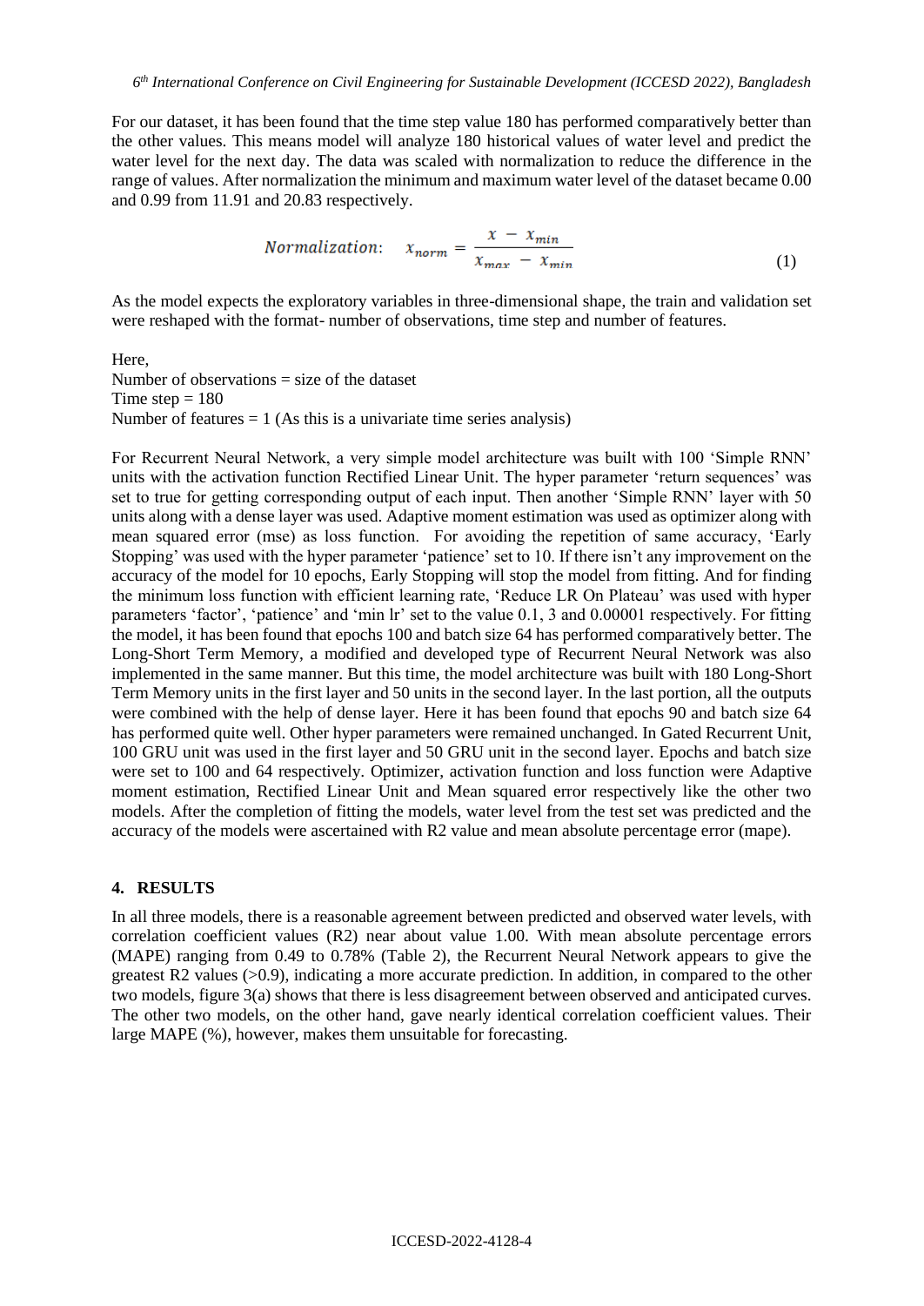For our dataset, it has been found that the time step value 180 has performed comparatively better than the other values. This means model will analyze 180 historical values of water level and predict the water level for the next day. The data was scaled with normalization to reduce the difference in the range of values. After normalization the minimum and maximum water level of the dataset became 0.00 and 0.99 from 11.91 and 20.83 respectively.

$$Normalization: \quad x_{norm} = \frac{x - x_{min}}{x_{max} - x_{min}} \tag{1}$$

As the model expects the exploratory variables in three-dimensional shape, the train and validation set were reshaped with the format- number of observations, time step and number of features.

Here,
Number of observations = size of the dataset
Time step = 180
Number of features = 1 (As this is a univariate time series analysis)

For Recurrent Neural Network, a very simple model architecture was built with 100 'Simple RNN' units with the activation function Rectified Linear Unit. The hyper parameter 'return sequences' was set to true for getting corresponding output of each input. Then another 'Simple RNN' layer with 50 units along with a dense layer was used. Adaptive moment estimation was used as optimizer along with mean squared error (mse) as loss function. For avoiding the repetition of same accuracy, 'Early Stopping' was used with the hyper parameter 'patience' set to 10. If there isn't any improvement on the accuracy of the model for 10 epochs, Early Stopping will stop the model from fitting. And for finding the minimum loss function with efficient learning rate, 'Reduce LR On Plateau' was used with hyper parameters 'factor', 'patience' and 'min lr' set to the value 0.1, 3 and 0.00001 respectively. For fitting the model, it has been found that epochs 100 and batch size 64 has performed comparatively better. The Long-Short Term Memory, a modified and developed type of Recurrent Neural Network was also implemented in the same manner. But this time, the model architecture was built with 180 Long-Short Term Memory units in the first layer and 50 units in the second layer. In the last portion, all the outputs were combined with the help of dense layer. Here it has been found that epochs 90 and batch size 64 has performed quite well. Other hyper parameters were remained unchanged. In Gated Recurrent Unit, 100 GRU unit was used in the first layer and 50 GRU unit in the second layer. Epochs and batch size were set to 100 and 64 respectively. Optimizer, activation function and loss function were Adaptive moment estimation, Rectified Linear Unit and Mean squared error respectively like the other two models. After the completion of fitting the models, water level from the test set was predicted and the accuracy of the models were ascertained with R2 value and mean absolute percentage error (mape).

## 4. RESULTS

In all three models, there is a reasonable agreement between predicted and observed water levels, with correlation coefficient values (R2) near about value 1.00. With mean absolute percentage errors (MAPE) ranging from 0.49 to 0.78% (Table 2), the Recurrent Neural Network appears to give the greatest R2 values (>0.9), indicating a more accurate prediction. In addition, in compared to the other two models, figure 3(a) shows that there is less disagreement between observed and anticipated curves. The other two models, on the other hand, gave nearly identical correlation coefficient values. Their large MAPE (%), however, makes them unsuitable for forecasting.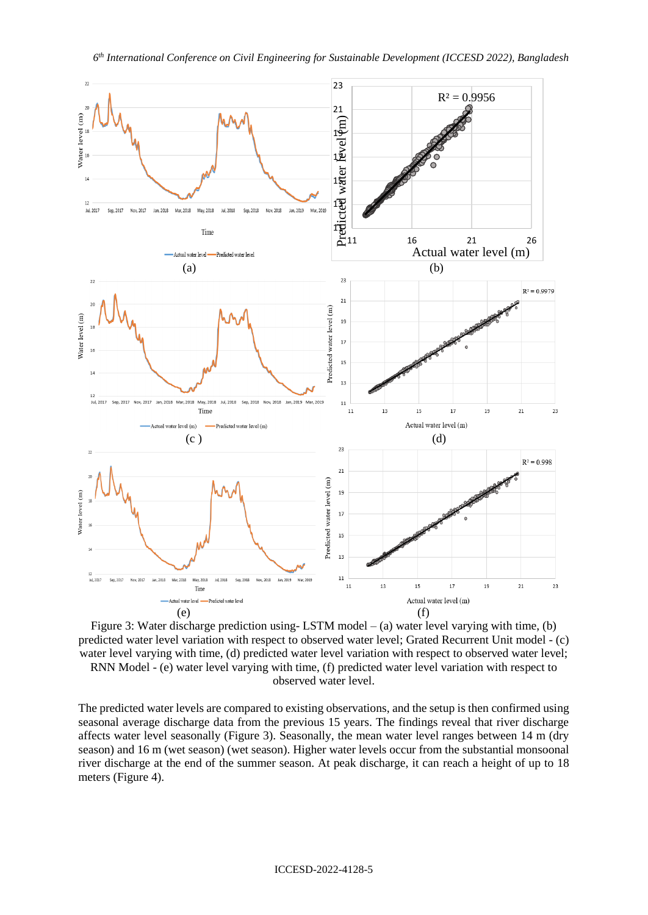Figure 3: Water discharge prediction using- LSTM model – (a) water level varying with time, (b) predicted water level variation with respect to observed water level; Grated Recurrent Unit model - (c) water level varying with time, (d) predicted water level variation with respect to observed water level; RNN Model - (e) water level varying with time, (f) predicted water level variation with respect to observed water level.

The predicted water levels are compared to existing observations, and the setup is then confirmed using seasonal average discharge data from the previous 15 years. The findings reveal that river discharge affects water level seasonally (Figure 3). Seasonally, the mean water level ranges between 14 m (dry season) and 16 m (wet season) (wet season). Higher water levels occur from the substantial monsoonal river discharge at the end of the summer season. At peak discharge, it can reach a height of up to 18 meters (Figure 4).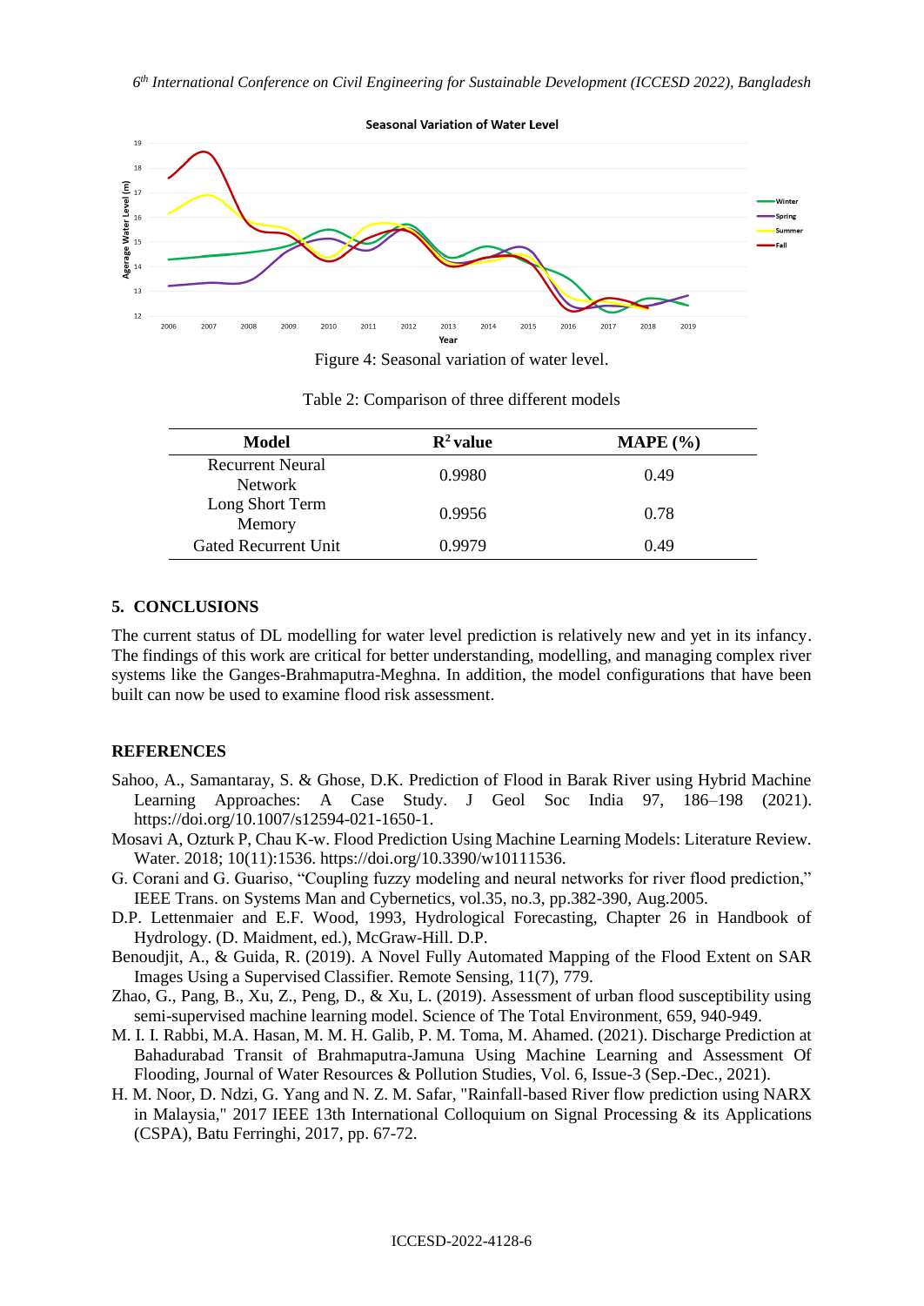Figure 4: Seasonal variation of water level.

Table 2: Comparison of three different models

| Model | $R^2$ value | MAPE (%) |
|---|---|---|
| Recurrent Neural Network | 0.9980 | 0.49 |
| Long Short Term Memory | 0.9956 | 0.78 |
| Gated Recurrent Unit | 0.9979 | 0.49 |

## 5. CONCLUSIONS

The current status of DL modelling for water level prediction is relatively new and yet in its infancy. The findings of this work are critical for better understanding, modelling, and managing complex river systems like the Ganges-Brahmaputra-Meghna. In addition, the model configurations that have been built can now be used to examine flood risk assessment.

## REFERENCES

Sahoo, A., Samantaray, S. & Ghose, D.K. Prediction of Flood in Barak River using Hybrid Machine Learning Approaches: A Case Study. J Geol Soc India 97, 186–198 (2021). https://doi.org/10.1007/s12594-021-1650-1.

Mosavi A, Ozturk P, Chau K-w. Flood Prediction Using Machine Learning Models: Literature Review. Water. 2018; 10(11):1536. https://doi.org/10.3390/w10111536.

G. Corani and G. Guariso, "Coupling fuzzy modeling and neural networks for river flood prediction," IEEE Trans. on Systems Man and Cybernetics, vol.35, no.3, pp.382-390, Aug.2005.

D.P. Lettenmaier and E.F. Wood, 1993, Hydrological Forecasting, Chapter 26 in Handbook of Hydrology. (D. Maidment, ed.), McGraw-Hill. D.P.

Benoudjit, A., & Guida, R. (2019). A Novel Fully Automated Mapping of the Flood Extent on SAR Images Using a Supervised Classifier. Remote Sensing, 11(7), 779.

Zhao, G., Pang, B., Xu, Z., Peng, D., & Xu, L. (2019). Assessment of urban flood susceptibility using semi-supervised machine learning model. Science of The Total Environment, 659, 940-949.

M. I. I. Rabbi, M.A. Hasan, M. M. H. Galib, P. M. Toma, M. Ahamed. (2021). Discharge Prediction at Bahadurabad Transit of Brahmaputra-Jamuna Using Machine Learning and Assessment Of Flooding, Journal of Water Resources & Pollution Studies, Vol. 6, Issue-3 (Sep.-Dec., 2021).

H. M. Noor, D. Ndzi, G. Yang and N. Z. M. Safar, "Rainfall-based River flow prediction using NARX in Malaysia," 2017 IEEE 13th International Colloquium on Signal Processing & its Applications (CSPA), Batu Ferringhi, 2017, pp. 67-72.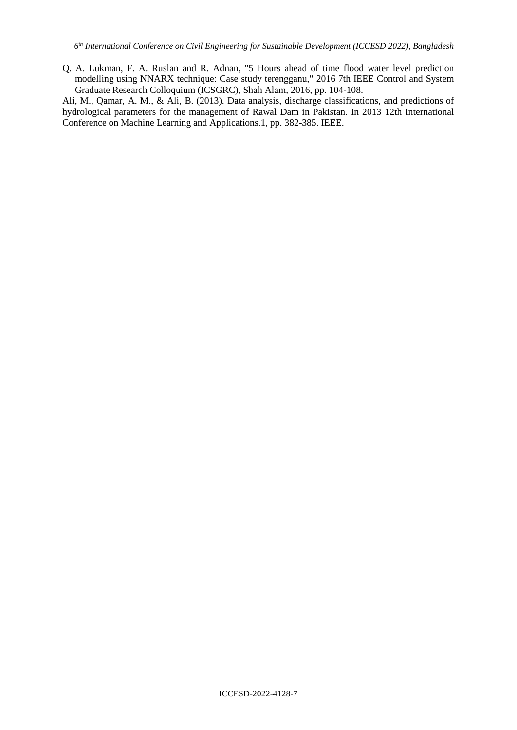Q. A. Lukman, F. A. Ruslan and R. Adnan, "5 Hours ahead of time flood water level prediction modelling using NNARX technique: Case study terengganu," 2016 7th IEEE Control and System Graduate Research Colloquium (ICSGRC), Shah Alam, 2016, pp. 104-108.

Ali, M., Qamar, A. M., & Ali, B. (2013). Data analysis, discharge classifications, and predictions of hydrological parameters for the management of Rawal Dam in Pakistan. In 2013 12th International Conference on Machine Learning and Applications.1, pp. 382-385. IEEE.